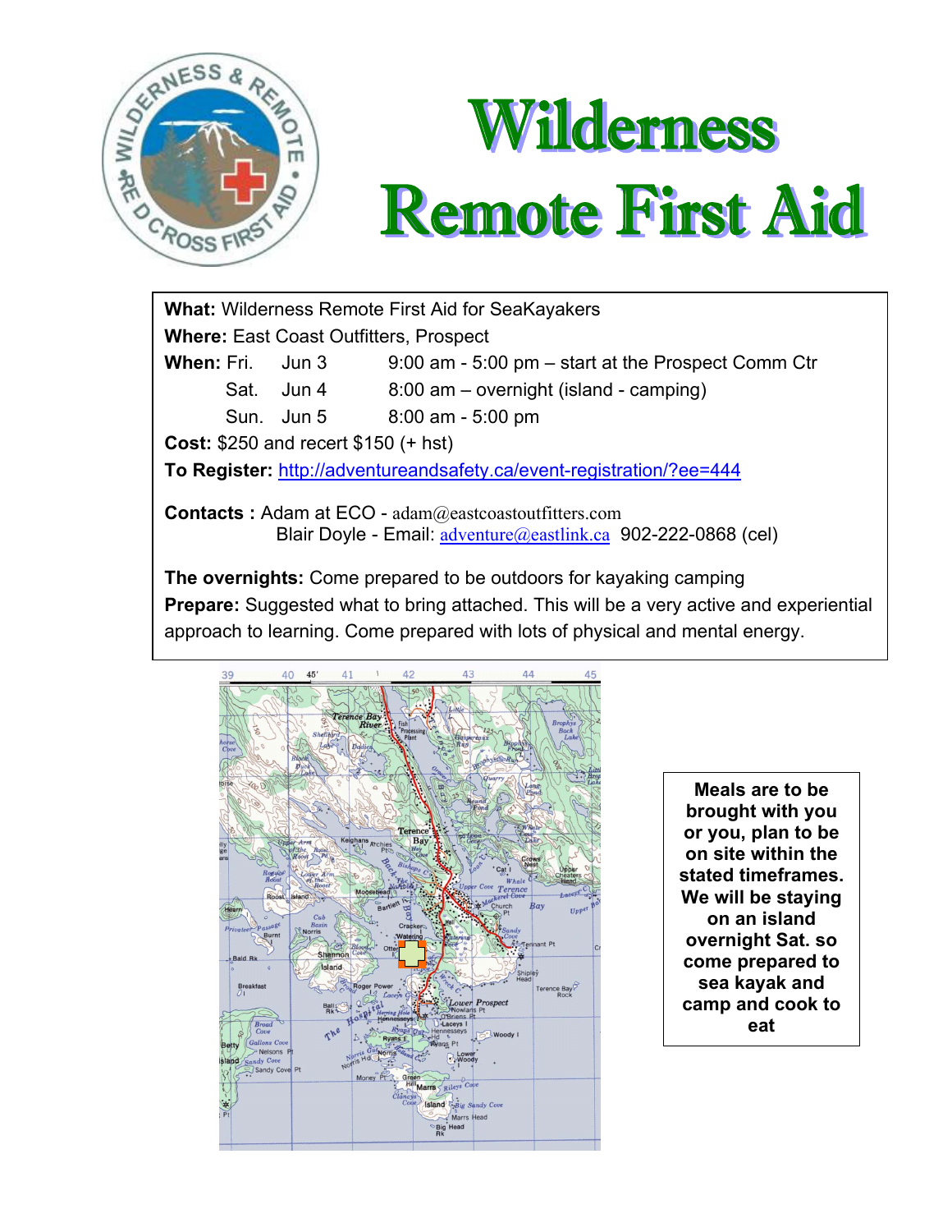# Wilderness Remote First Aid

**What:** Wilderness Remote First Aid for SeaKayakers

**Where:** East Coast Outfitters, Prospect

**When:**

| | | |
|---|---|---|
| Fri. | Jun 3 | 9:00 am - 5:00 pm – start at the Prospect Comm Ctr |
| Sat. | Jun 4 | 8:00 am – overnight (island - camping) |
| Sun. | Jun 5 | 8:00 am - 5:00 pm |

**Cost:** $250 and recert $150 (+ hst)

**To Register:** http://adventureandsafety.ca/event-registration/?ee=444

**Contacts :** Adam at ECO - adam@eastcoastoutfitters.com
Blair Doyle - Email: adventure@eastlink.ca 902-222-0868 (cel)

**The overnights:** Come prepared to be outdoors for kayaking camping

**Prepare:** Suggested what to bring attached. This will be a very active and experiential approach to learning. Come prepared with lots of physical and mental energy.

**Meals are to be brought with you or you, plan to be on site within the stated timeframes. We will be staying on an island overnight Sat. so come prepared to sea kayak and camp and cook to eat**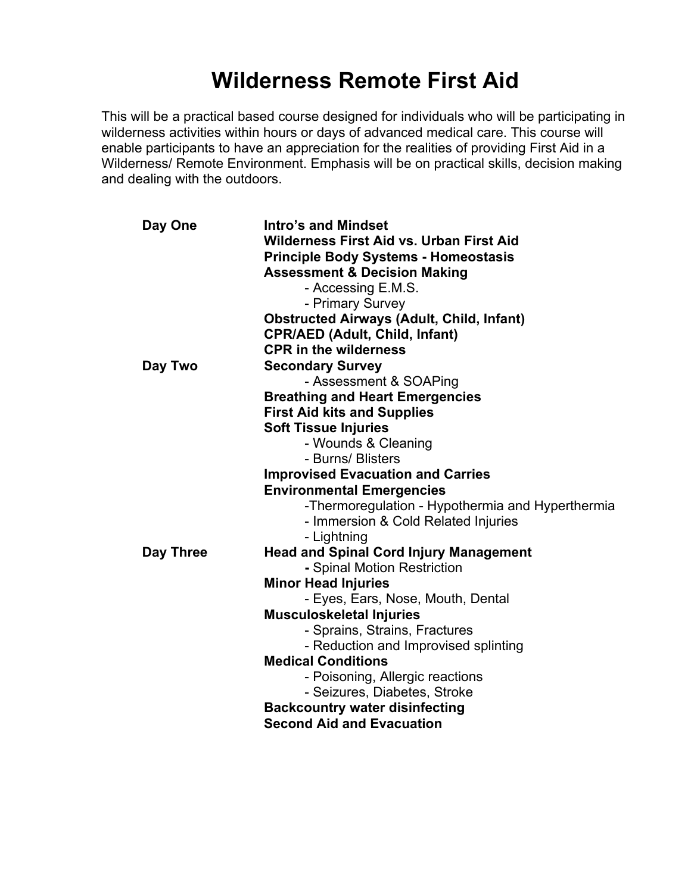# Wilderness Remote First Aid

This will be a practical based course designed for individuals who will be participating in wilderness activities within hours or days of advanced medical care. This course will enable participants to have an appreciation for the realities of providing First Aid in a Wilderness/ Remote Environment. Emphasis will be on practical skills, decision making and dealing with the outdoors.

**Day One**

- **Intro's and Mindset**
- **Wilderness First Aid vs. Urban First Aid**
- **Principle Body Systems - Homeostasis**
- **Assessment & Decision Making**
  - Accessing E.M.S.
  - Primary Survey
- **Obstructed Airways (Adult, Child, Infant)**
- **CPR/AED (Adult, Child, Infant)**
- **CPR in the wilderness**

**Day Two**

- **Secondary Survey**
  - Assessment & SOAPing
- **Breathing and Heart Emergencies**
- **First Aid kits and Supplies**
- **Soft Tissue Injuries**
  - Wounds & Cleaning
  - Burns/ Blisters
- **Improvised Evacuation and Carries**
- **Environmental Emergencies**
  - Thermoregulation - Hypothermia and Hyperthermia
  - Immersion & Cold Related Injuries
  - Lightning

**Day Three**

- **Head and Spinal Cord Injury Management**
  - Spinal Motion Restriction
- **Minor Head Injuries**
  - Eyes, Ears, Nose, Mouth, Dental
- **Musculoskeletal Injuries**
  - Sprains, Strains, Fractures
  - Reduction and Improvised splinting
- **Medical Conditions**
  - Poisoning, Allergic reactions
  - Seizures, Diabetes, Stroke
- **Backcountry water disinfecting**
- **Second Aid and Evacuation**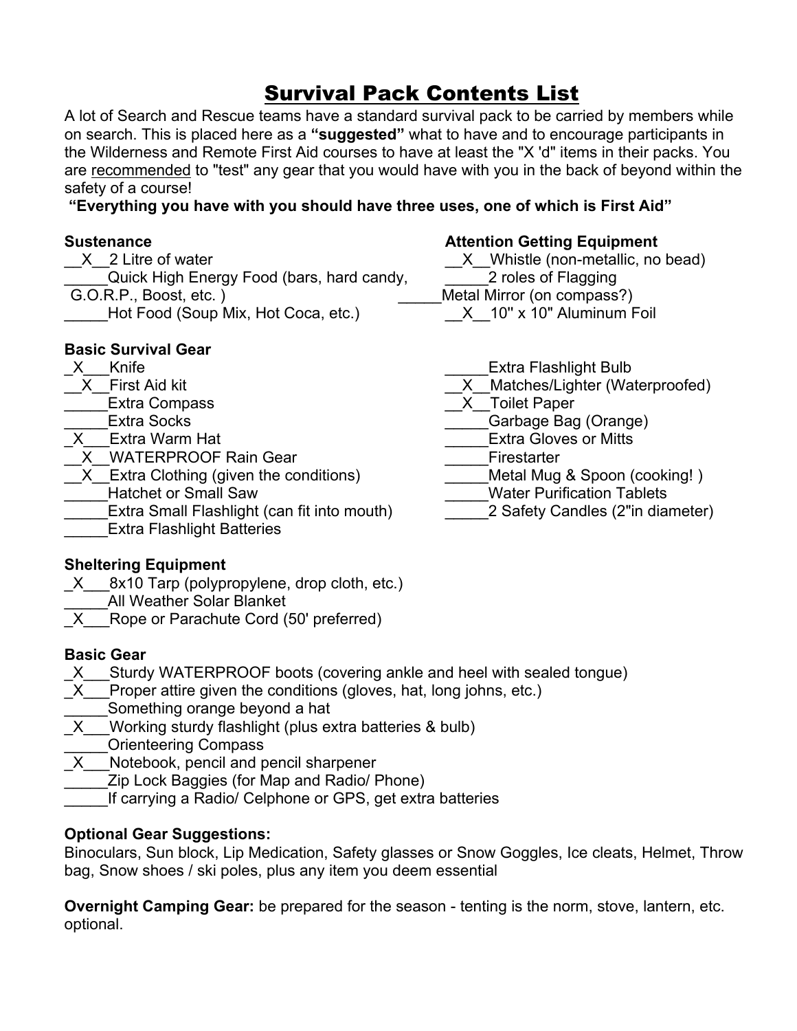# Survival Pack Contents List

A lot of Search and Rescue teams have a standard survival pack to be carried by members while on search. This is placed here as a **"suggested"** what to have and to encourage participants in the Wilderness and Remote First Aid courses to have at least the "X 'd" items in their packs. You are recommended to "test" any gear that you would have with you in the back of beyond within the safety of a course!

**"Everything you have with you should have three uses, one of which is First Aid"**

**Sustenance**

__X__2 Litre of water
_____Quick High Energy Food (bars, hard candy, G.O.R.P., Boost, etc. )
_____Hot Food (Soup Mix, Hot Coca, etc.)

**Attention Getting Equipment**

__X__Whistle (non-metallic, no bead)
_____2 roles of Flagging
_____Metal Mirror (on compass?)
__X__10" x 10" Aluminum Foil

**Basic Survival Gear**

_X___Knife
__X__First Aid kit
_____Extra Compass
_____Extra Socks
_X___Extra Warm Hat
__X__WATERPROOF Rain Gear
__X__Extra Clothing (given the conditions)
_____Hatchet or Small Saw
_____Extra Small Flashlight (can fit into mouth)
_____Extra Flashlight Batteries
_____Extra Flashlight Bulb
__X__Matches/Lighter (Waterproofed)
__X__Toilet Paper
_____Garbage Bag (Orange)
_____Extra Gloves or Mitts
_____Firestarter
_____Metal Mug & Spoon (cooking! )
_____Water Purification Tablets
_____2 Safety Candles (2"in diameter)

**Sheltering Equipment**

_X___8x10 Tarp (polypropylene, drop cloth, etc.)
_____All Weather Solar Blanket
_X___Rope or Parachute Cord (50' preferred)

**Basic Gear**

_X___Sturdy WATERPROOF boots (covering ankle and heel with sealed tongue)
_X___Proper attire given the conditions (gloves, hat, long johns, etc.)
_____Something orange beyond a hat
_X___Working sturdy flashlight (plus extra batteries & bulb)
_____Orienteering Compass
_X___Notebook, pencil and pencil sharpener
_____Zip Lock Baggies (for Map and Radio/ Phone)
_____If carrying a Radio/ Celphone or GPS, get extra batteries

**Optional Gear Suggestions:**
Binoculars, Sun block, Lip Medication, Safety glasses or Snow Goggles, Ice cleats, Helmet, Throw bag, Snow shoes / ski poles, plus any item you deem essential

**Overnight Camping Gear:** be prepared for the season - tenting is the norm, stove, lantern, etc. optional.